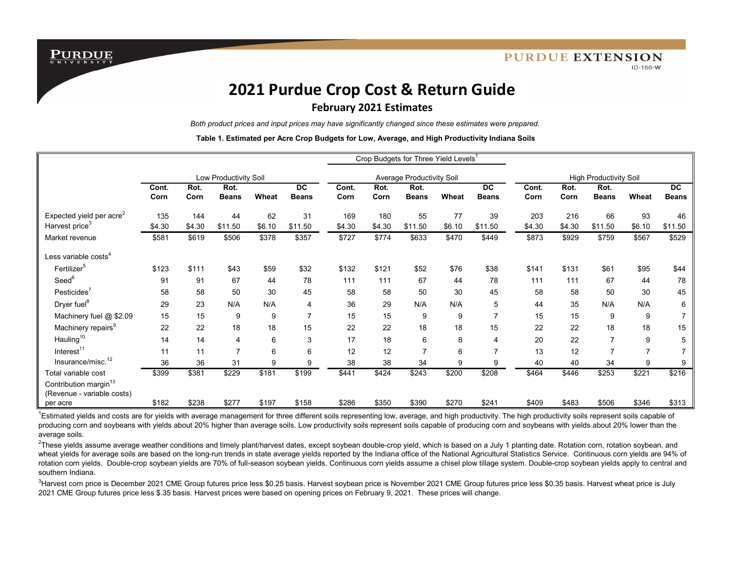PURDUE UNIVERSITY

PURDUE EXTENSION

ID-166-W

# 2021 Purdue Crop Cost & Return Guide

## February 2021 Estimates

*Both product prices and input prices may have significantly changed since these estimates were prepared.*

**Table 1. Estimated per Acre Crop Budgets for Low, Average, and High Productivity Indiana Soils**

| | Crop Budgets for Three Yield Levels[1] | | | | | | | | | | | | | | |
|---|---|---|---|---|---|---|---|---|---|---|---|---|---|---|---|
| | Low Productivity Soil | | | | | Average Productivity Soil | | | | | High Productivity Soil | | | | |
| | **Cont. Corn** | **Rot. Corn** | **Rot. Beans** | **Wheat** | **DC Beans** | **Cont. Corn** | **Rot. Corn** | **Rot. Beans** | **Wheat** | **DC Beans** | **Cont. Corn** | **Rot. Corn** | **Rot. Beans** | **Wheat** | **DC Beans** |
| Expected yield per acre[2] | 135 | 144 | 44 | 62 | 31 | 169 | 180 | 55 | 77 | 39 | 203 | 216 | 66 | 93 | 46 |
| Harvest price[3] | $4.30 | $4.30 | $11.50 | $6.10 | $11.50 | $4.30 | $4.30 | $11.50 | $6.10 | $11.50 | $4.30 | $4.30 | $11.50 | $6.10 | $11.50 |
| Market revenue | $581 | $619 | $506 | $378 | $357 | $727 | $774 | $633 | $470 | $449 | $873 | $929 | $759 | $567 | $529 |
| Less variable costs[4] | | | | | | | | | | | | | | | |
| Fertilizer[5] | $123 | $111 | $43 | $59 | $32 | $132 | $121 | $52 | $76 | $38 | $141 | $131 | $61 | $95 | $44 |
| Seed[6] | 91 | 91 | 67 | 44 | 78 | 111 | 111 | 67 | 44 | 78 | 111 | 111 | 67 | 44 | 78 |
| Pesticides[7] | 58 | 58 | 50 | 30 | 45 | 58 | 58 | 50 | 30 | 45 | 58 | 58 | 50 | 30 | 45 |
| Dryer fuel[8] | 29 | 23 | N/A | N/A | 4 | 36 | 29 | N/A | N/A | 5 | 44 | 35 | N/A | N/A | 6 |
| Machinery fuel @ $2.09 | 15 | 15 | 9 | 9 | 7 | 15 | 15 | 9 | 9 | 7 | 15 | 15 | 9 | 9 | 7 |
| Machinery repairs[9] | 22 | 22 | 18 | 18 | 15 | 22 | 22 | 18 | 18 | 15 | 22 | 22 | 18 | 18 | 15 |
| Hauling[10] | 14 | 14 | 4 | 6 | 3 | 17 | 18 | 6 | 8 | 4 | 20 | 22 | 7 | 9 | 5 |
| Interest[11] | 11 | 11 | 7 | 6 | 6 | 12 | 12 | 7 | 6 | 7 | 13 | 12 | 7 | 7 | 7 |
| Insurance/misc.[12] | 36 | 36 | 31 | 9 | 9 | 38 | 38 | 34 | 9 | 9 | 40 | 40 | 34 | 9 | 9 |
| Total variable cost | $399 | $381 | $229 | $181 | $199 | $441 | $424 | $243 | $200 | $208 | $464 | $446 | $253 | $221 | $216 |
| Contribution margin[13] (Revenue - variable costs) per acre | $182 | $238 | $277 | $197 | $158 | $286 | $350 | $390 | $270 | $241 | $409 | $483 | $506 | $346 | $313 |

[1]Estimated yields and costs are for yields with average management for three different soils representing low, average, and high productivity. The high productivity soils represent soils capable of producing corn and soybeans with yields about 20% higher than average soils. Low productivity soils represent soils capable of producing corn and soybeans with yields about 20% lower than the average soils.

[2]These yields assume average weather conditions and timely plant/harvest dates, except soybean double-crop yield, which is based on a July 1 planting date. Rotation corn, rotation soybean, and wheat yields for average soils are based on the long-run trends in state average yields reported by the Indiana office of the National Agricultural Statistics Service. Continuous corn yields are 94% of rotation corn yields. Double-crop soybean yields are 70% of full-season soybean yields. Continuous corn yields assume a chisel plow tillage system. Double-crop soybean yields apply to central and southern Indiana.

[3]Harvest corn price is December 2021 CME Group futures price less $0.25 basis. Harvest soybean price is November 2021 CME Group futures price less $0.35 basis. Harvest wheat price is July 2021 CME Group futures price less $.35 basis. Harvest prices were based on opening prices on February 9, 2021. These prices will change.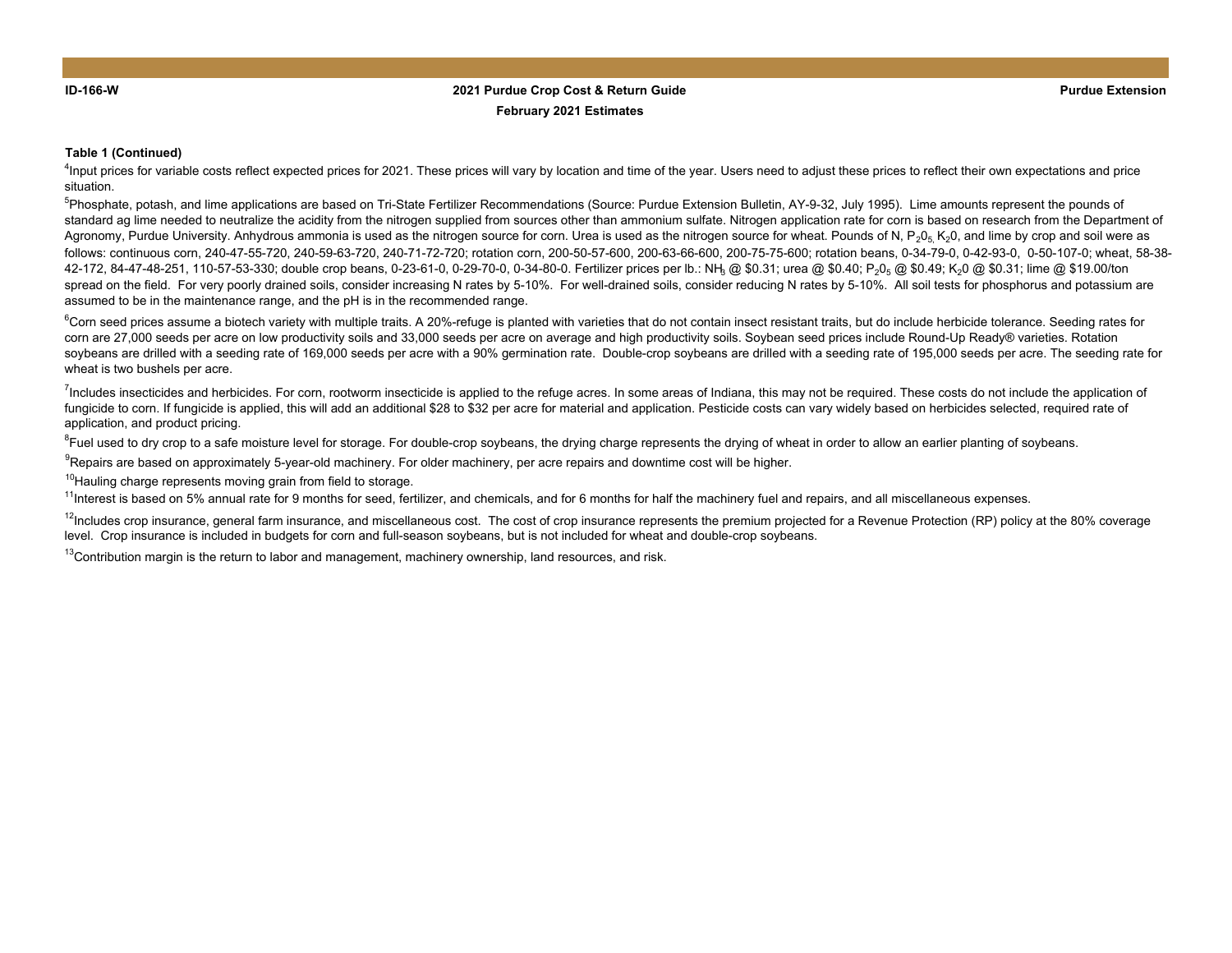**Table 1 (Continued)**

[4]Input prices for variable costs reflect expected prices for 2021. These prices will vary by location and time of the year. Users need to adjust these prices to reflect their own expectations and price situation.

[5]Phosphate, potash, and lime applications are based on Tri-State Fertilizer Recommendations (Source: Purdue Extension Bulletin, AY-9-32, July 1995). Lime amounts represent the pounds of standard ag lime needed to neutralize the acidity from the nitrogen supplied from sources other than ammonium sulfate. Nitrogen application rate for corn is based on research from the Department of Agronomy, Purdue University. Anhydrous ammonia is used as the nitrogen source for corn. Urea is used as the nitrogen source for wheat. Pounds of N, $P_2O_5$, $K_2O$, and lime by crop and soil were as follows: continuous corn, 240-47-55-720, 240-59-63-720, 240-71-72-720; rotation corn, 200-50-57-600, 200-63-66-600, 200-75-75-600; rotation beans, 0-34-79-0, 0-42-93-0, 0-50-107-0; wheat, 58-38-42-172, 84-47-48-251, 110-57-53-330; double crop beans, 0-23-61-0, 0-29-70-0, 0-34-80-0. Fertilizer prices per lb.: $NH_3$ @ \$0.31; urea @ \$0.40; $P_2O_5$ @ \$0.49; $K_2O$ @ \$0.31; lime @ \$19.00/ton spread on the field. For very poorly drained soils, consider increasing N rates by 5-10%. For well-drained soils, consider reducing N rates by 5-10%. All soil tests for phosphorus and potassium are assumed to be in the maintenance range, and the pH is in the recommended range.

[6]Corn seed prices assume a biotech variety with multiple traits. A 20%-refuge is planted with varieties that do not contain insect resistant traits, but do include herbicide tolerance. Seeding rates for corn are 27,000 seeds per acre on low productivity soils and 33,000 seeds per acre on average and high productivity soils. Soybean seed prices include Round-Up Ready® varieties. Rotation soybeans are drilled with a seeding rate of 169,000 seeds per acre with a 90% germination rate. Double-crop soybeans are drilled with a seeding rate of 195,000 seeds per acre. The seeding rate for wheat is two bushels per acre.

[7]Includes insecticides and herbicides. For corn, rootworm insecticide is applied to the refuge acres. In some areas of Indiana, this may not be required. These costs do not include the application of fungicide to corn. If fungicide is applied, this will add an additional \$28 to \$32 per acre for material and application. Pesticide costs can vary widely based on herbicides selected, required rate of application, and product pricing.

[8]Fuel used to dry crop to a safe moisture level for storage. For double-crop soybeans, the drying charge represents the drying of wheat in order to allow an earlier planting of soybeans.

[9]Repairs are based on approximately 5-year-old machinery. For older machinery, per acre repairs and downtime cost will be higher.

[10]Hauling charge represents moving grain from field to storage.

[11]Interest is based on 5% annual rate for 9 months for seed, fertilizer, and chemicals, and for 6 months for half the machinery fuel and repairs, and all miscellaneous expenses.

[12]Includes crop insurance, general farm insurance, and miscellaneous cost. The cost of crop insurance represents the premium projected for a Revenue Protection (RP) policy at the 80% coverage level. Crop insurance is included in budgets for corn and full-season soybeans, but is not included for wheat and double-crop soybeans.

[13]Contribution margin is the return to labor and management, machinery ownership, land resources, and risk.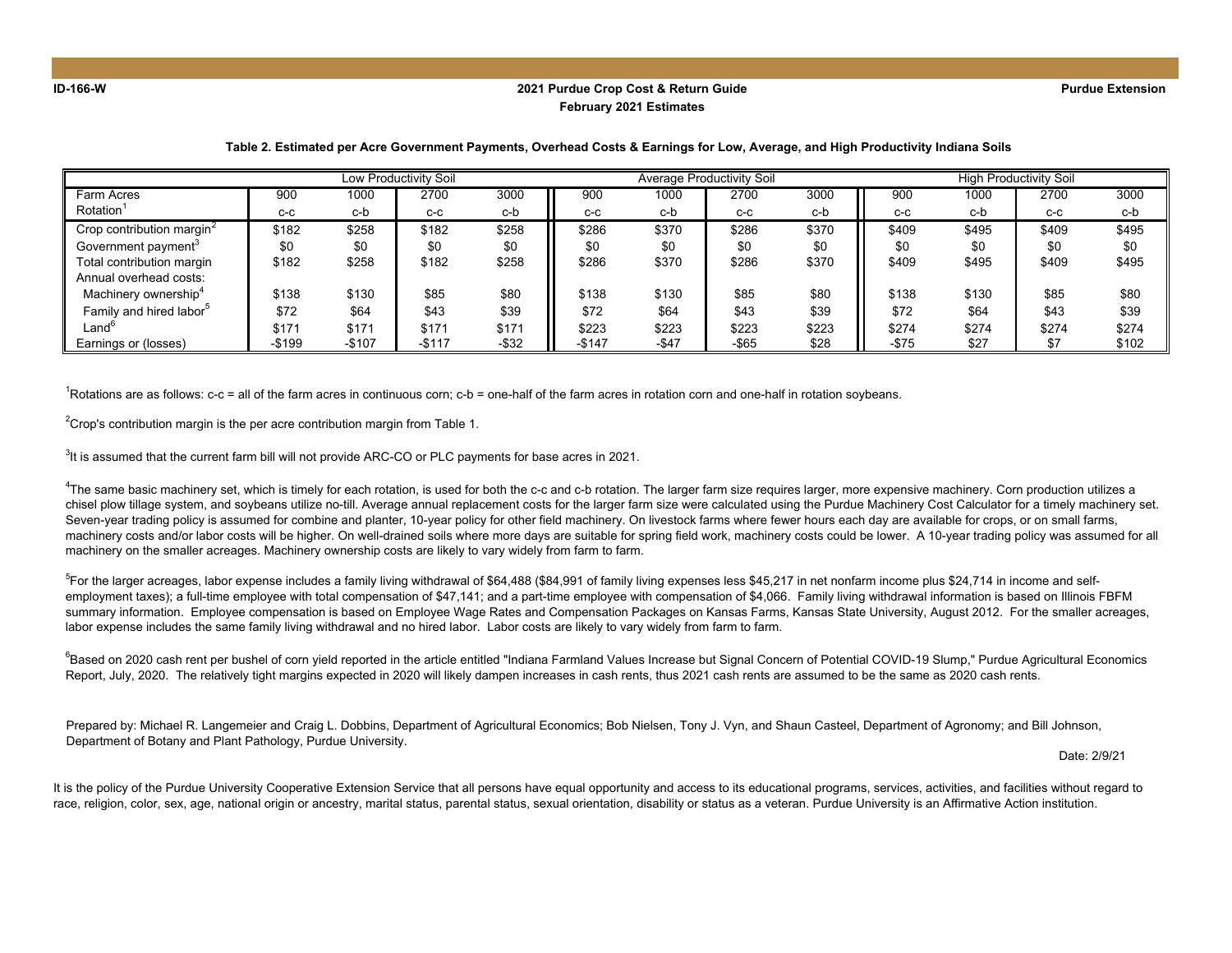ID-166-W

**2021 Purdue Crop Cost & Return Guide**
**February 2021 Estimates**

Purdue Extension

**Table 2. Estimated per Acre Government Payments, Overhead Costs & Earnings for Low, Average, and High Productivity Indiana Soils**

| | Low Productivity Soil | | | | Average Productivity Soil | | | | High Productivity Soil | | | |
|---|---|---|---|---|---|---|---|---|---|---|---|---|
| Farm Acres | 900 | 1000 | 2700 | 3000 | 900 | 1000 | 2700 | 3000 | 900 | 1000 | 2700 | 3000 |
| Rotation[1] | c-c | c-b | c-c | c-b | c-c | c-b | c-c | c-b | c-c | c-b | c-c | c-b |
| Crop contribution margin[2] | $182 | $258 | $182 | $258 | $286 | $370 | $286 | $370 | $409 | $495 | $409 | $495 |
| Government payment[3] | $0 | $0 | $0 | $0 | $0 | $0 | $0 | $0 | $0 | $0 | $0 | $0 |
| Total contribution margin | $182 | $258 | $182 | $258 | $286 | $370 | $286 | $370 | $409 | $495 | $409 | $495 |
| Annual overhead costs: | | | | | | | | | | | | |
| Machinery ownership[4] | $138 | $130 | $85 | $80 | $138 | $130 | $85 | $80 | $138 | $130 | $85 | $80 |
| Family and hired labor[5] | $72 | $64 | $43 | $39 | $72 | $64 | $43 | $39 | $72 | $64 | $43 | $39 |
| Land[6] | $171 | $171 | $171 | $171 | $223 | $223 | $223 | $223 | $274 | $274 | $274 | $274 |
| Earnings or (losses) | -$199 | -$107 | -$117 | -$32 | -$147 | -$47 | -$65 | $28 | -$75 | $27 | $7 | $102 |

[1]Rotations are as follows: c-c = all of the farm acres in continuous corn; c-b = one-half of the farm acres in rotation corn and one-half in rotation soybeans.

[2]Crop's contribution margin is the per acre contribution margin from Table 1.

[3]It is assumed that the current farm bill will not provide ARC-CO or PLC payments for base acres in 2021.

[4]The same basic machinery set, which is timely for each rotation, is used for both the c-c and c-b rotation. The larger farm size requires larger, more expensive machinery. Corn production utilizes a chisel plow tillage system, and soybeans utilize no-till. Average annual replacement costs for the larger farm size were calculated using the Purdue Machinery Cost Calculator for a timely machinery set. Seven-year trading policy is assumed for combine and planter, 10-year policy for other field machinery. On livestock farms where fewer hours each day are available for crops, or on small farms, machinery costs and/or labor costs will be higher. On well-drained soils where more days are suitable for spring field work, machinery costs could be lower. A 10-year trading policy was assumed for all machinery on the smaller acreages. Machinery ownership costs are likely to vary widely from farm to farm.

[5]For the larger acreages, labor expense includes a family living withdrawal of $64,488 ($84,991 of family living expenses less $45,217 in net nonfarm income plus $24,714 in income and self-employment taxes); a full-time employee with total compensation of $47,141; and a part-time employee with compensation of $4,066. Family living withdrawal information is based on Illinois FBFM summary information. Employee compensation is based on Employee Wage Rates and Compensation Packages on Kansas Farms, Kansas State University, August 2012. For the smaller acreages, labor expense includes the same family living withdrawal and no hired labor. Labor costs are likely to vary widely from farm to farm.

[6]Based on 2020 cash rent per bushel of corn yield reported in the article entitled "Indiana Farmland Values Increase but Signal Concern of Potential COVID-19 Slump," Purdue Agricultural Economics Report, July, 2020. The relatively tight margins expected in 2020 will likely dampen increases in cash rents, thus 2021 cash rents are assumed to be the same as 2020 cash rents.

Prepared by: Michael R. Langemeier and Craig L. Dobbins, Department of Agricultural Economics; Bob Nielsen, Tony J. Vyn, and Shaun Casteel, Department of Agronomy; and Bill Johnson, Department of Botany and Plant Pathology, Purdue University.

Date: 2/9/21

It is the policy of the Purdue University Cooperative Extension Service that all persons have equal opportunity and access to its educational programs, services, activities, and facilities without regard to race, religion, color, sex, age, national origin or ancestry, marital status, parental status, sexual orientation, disability or status as a veteran. Purdue University is an Affirmative Action institution.